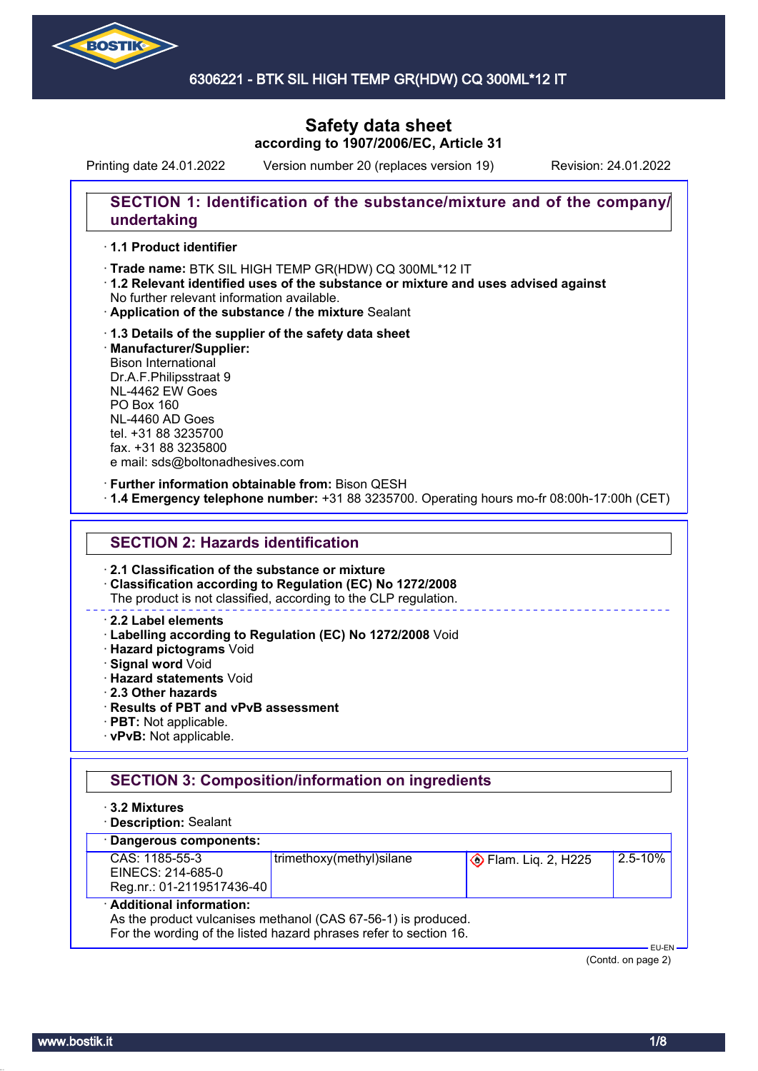# Safety data sheet
**according to 1907/2006/EC, Article 31**

Printing date 24.01.2022 Version number 20 (replaces version 19) Revision: 24.01.2022

## SECTION 1: Identification of the substance/mixture and of the company/undertaking

· **1.1 Product identifier**

· **Trade name:** BTK SIL HIGH TEMP GR(HDW) CQ 300ML*12 IT
· **1.2 Relevant identified uses of the substance or mixture and uses advised against**
No further relevant information available.
· **Application of the substance / the mixture** Sealant

· **1.3 Details of the supplier of the safety data sheet**
· **Manufacturer/Supplier:**
Bison International
Dr.A.F.Philipsstraat 9
NL-4462 EW Goes
PO Box 160
NL-4460 AD Goes
tel. +31 88 3235700
fax. +31 88 3235800
e mail: sds@boltonadhesives.com

· **Further information obtainable from:** Bison QESH
· **1.4 Emergency telephone number:** +31 88 3235700. Operating hours mo-fr 08:00h-17:00h (CET)

## SECTION 2: Hazards identification

· **2.1 Classification of the substance or mixture**
· **Classification according to Regulation (EC) No 1272/2008**
The product is not classified, according to the CLP regulation.

· **2.2 Label elements**
· **Labelling according to Regulation (EC) No 1272/2008** Void
· **Hazard pictograms** Void
· **Signal word** Void
· **Hazard statements** Void
· **2.3 Other hazards**
· **Results of PBT and vPvB assessment**
· **PBT:** Not applicable.
· **vPvB:** Not applicable.

## SECTION 3: Composition/information on ingredients

· **3.2 Mixtures**
· **Description:** Sealant

· **Dangerous components:**

| | | | |
|---|---|---|---|
| CAS: 1185-55-3<br>EINECS: 214-685-0<br>Reg.nr.: 01-2119517436-40 | trimethoxy(methyl)silane | Flam. Liq. 2, H225 | 2.5-10% |

· **Additional information:**
As the product vulcanises methanol (CAS 67-56-1) is produced.
For the wording of the listed hazard phrases refer to section 16.

(Contd. on page 2)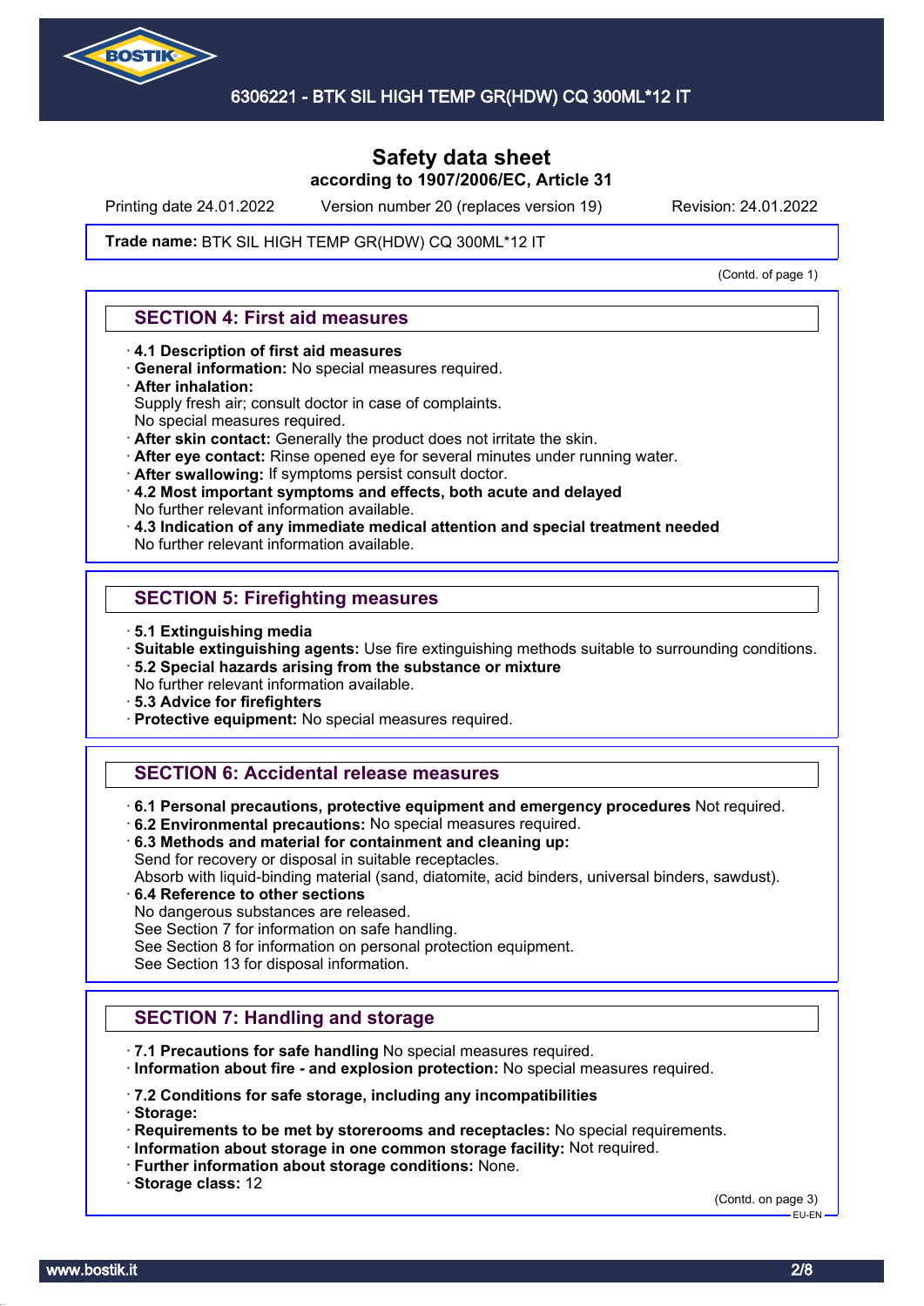Safety data sheet
according to 1907/2006/EC, Article 31

Printing date 24.01.2022 Version number 20 (replaces version 19) Revision: 24.01.2022

**Trade name:** BTK SIL HIGH TEMP GR(HDW) CQ 300ML*12 IT

(Contd. of page 1)

## SECTION 4: First aid measures

- **4.1 Description of first aid measures**
- **General information:** No special measures required.
- **After inhalation:**
  Supply fresh air; consult doctor in case of complaints.
  No special measures required.
- **After skin contact:** Generally the product does not irritate the skin.
- **After eye contact:** Rinse opened eye for several minutes under running water.
- **After swallowing:** If symptoms persist consult doctor.
- **4.2 Most important symptoms and effects, both acute and delayed**
  No further relevant information available.
- **4.3 Indication of any immediate medical attention and special treatment needed**
  No further relevant information available.

## SECTION 5: Firefighting measures

- **5.1 Extinguishing media**
- **Suitable extinguishing agents:** Use fire extinguishing methods suitable to surrounding conditions.
- **5.2 Special hazards arising from the substance or mixture**
  No further relevant information available.
- **5.3 Advice for firefighters**
- **Protective equipment:** No special measures required.

## SECTION 6: Accidental release measures

- **6.1 Personal precautions, protective equipment and emergency procedures** Not required.
- **6.2 Environmental precautions:** No special measures required.
- **6.3 Methods and material for containment and cleaning up:**
  Send for recovery or disposal in suitable receptacles.
  Absorb with liquid-binding material (sand, diatomite, acid binders, universal binders, sawdust).
- **6.4 Reference to other sections**
  No dangerous substances are released.
  See Section 7 for information on safe handling.
  See Section 8 for information on personal protection equipment.
  See Section 13 for disposal information.

## SECTION 7: Handling and storage

- **7.1 Precautions for safe handling** No special measures required.
- **Information about fire - and explosion protection:** No special measures required.

- **7.2 Conditions for safe storage, including any incompatibilities**
- **Storage:**
- **Requirements to be met by storerooms and receptacles:** No special requirements.
- **Information about storage in one common storage facility:** Not required.
- **Further information about storage conditions:** None.
- **Storage class:** 12

(Contd. on page 3)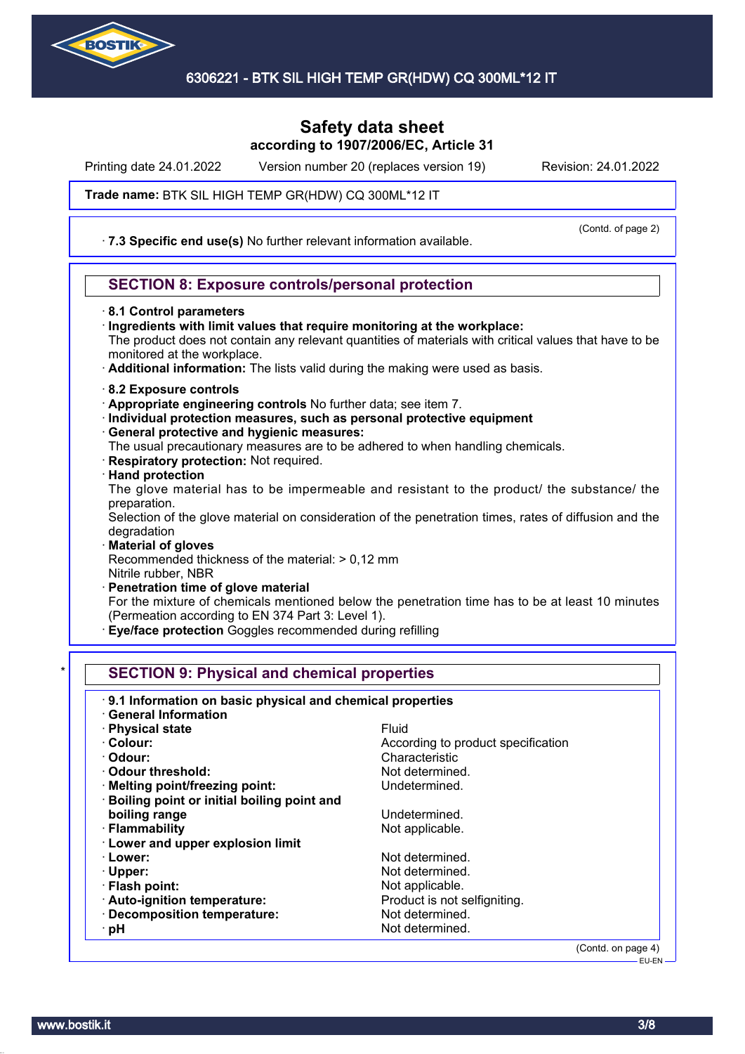Printing date 24.01.2022 Version number 20 (replaces version 19) Revision: 24.01.2022

**Trade name:** BTK SIL HIGH TEMP GR(HDW) CQ 300ML*12 IT

(Contd. of page 2)

· **7.3 Specific end use(s)** No further relevant information available.

## SECTION 8: Exposure controls/personal protection

· **8.1 Control parameters**
· **Ingredients with limit values that require monitoring at the workplace:**
The product does not contain any relevant quantities of materials with critical values that have to be monitored at the workplace.
· **Additional information:** The lists valid during the making were used as basis.

· **8.2 Exposure controls**
· **Appropriate engineering controls** No further data; see item 7.
· **Individual protection measures, such as personal protective equipment**
· **General protective and hygienic measures:**
The usual precautionary measures are to be adhered to when handling chemicals.
· **Respiratory protection:** Not required.
· **Hand protection**
The glove material has to be impermeable and resistant to the product/ the substance/ the preparation.
Selection of the glove material on consideration of the penetration times, rates of diffusion and the degradation
· **Material of gloves**
Recommended thickness of the material: > 0,12 mm
Nitrile rubber, NBR
· **Penetration time of glove material**
For the mixture of chemicals mentioned below the penetration time has to be at least 10 minutes (Permeation according to EN 374 Part 3: Level 1).
· **Eye/face protection** Goggles recommended during refilling

\* 

## SECTION 9: Physical and chemical properties

· **9.1 Information on basic physical and chemical properties**
· **General Information**

| | |
|---|---|
| · **Physical state** | Fluid |
| · **Colour:** | According to product specification |
| · **Odour:** | Characteristic |
| · **Odour threshold:** | Not determined. |
| · **Melting point/freezing point:** | Undetermined. |
| · **Boiling point or initial boiling point and boiling range** | Undetermined. |
| · **Flammability** | Not applicable. |
| · **Lower and upper explosion limit** | |
| · **Lower:** | Not determined. |
| · **Upper:** | Not determined. |
| · **Flash point:** | Not applicable. |
| · **Auto-ignition temperature:** | Product is not selfigniting. |
| · **Decomposition temperature:** | Not determined. |
| · **pH** | Not determined. |

(Contd. on page 4)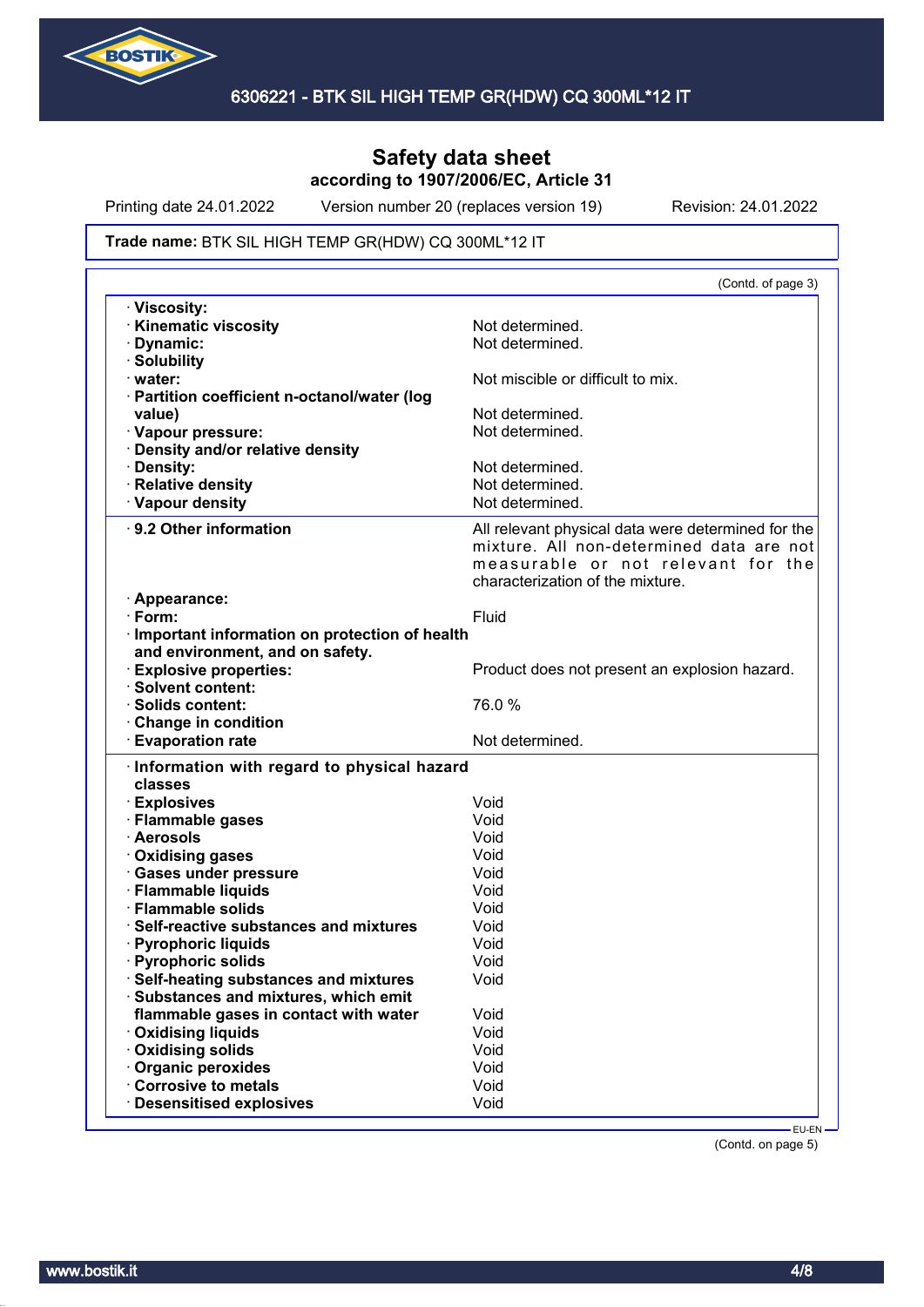# Safety data sheet
**according to 1907/2006/EC, Article 31**

Printing date 24.01.2022 Version number 20 (replaces version 19) Revision: 24.01.2022

**Trade name:** BTK SIL HIGH TEMP GR(HDW) CQ 300ML*12 IT

(Contd. of page 3)

| | |
|---|---|
| · **Viscosity:** | |
| · **Kinematic viscosity** | Not determined. |
| · **Dynamic:** | Not determined. |
| · **Solubility** | |
| · **water:** | Not miscible or difficult to mix. |
| · **Partition coefficient n-octanol/water (log value)** | Not determined. |
| · **Vapour pressure:** | Not determined. |
| · **Density and/or relative density** | |
| · **Density:** | Not determined. |
| · **Relative density** | Not determined. |
| · **Vapour density** | Not determined. |

| | |
|---|---|
| · **9.2 Other information** | All relevant physical data were determined for the mixture. All non-determined data are not measurable or not relevant for the characterization of the mixture. |
| · **Appearance:** | |
| · **Form:** | Fluid |
| · **Important information on protection of health and environment, and on safety.** | |
| · **Explosive properties:** | Product does not present an explosion hazard. |
| · **Solvent content:** | |
| · **Solids content:** | 76.0 % |
| · **Change in condition** | |
| · **Evaporation rate** | Not determined. |

| | |
|---|---|
| · **Information with regard to physical hazard classes** | |
| · **Explosives** | Void |
| · **Flammable gases** | Void |
| · **Aerosols** | Void |
| · **Oxidising gases** | Void |
| · **Gases under pressure** | Void |
| · **Flammable liquids** | Void |
| · **Flammable solids** | Void |
| · **Self-reactive substances and mixtures** | Void |
| · **Pyrophoric liquids** | Void |
| · **Pyrophoric solids** | Void |
| · **Self-heating substances and mixtures** | Void |
| · **Substances and mixtures, which emit flammable gases in contact with water** | Void |
| · **Oxidising liquids** | Void |
| · **Oxidising solids** | Void |
| · **Organic peroxides** | Void |
| · **Corrosive to metals** | Void |
| · **Desensitised explosives** | Void |

(Contd. on page 5)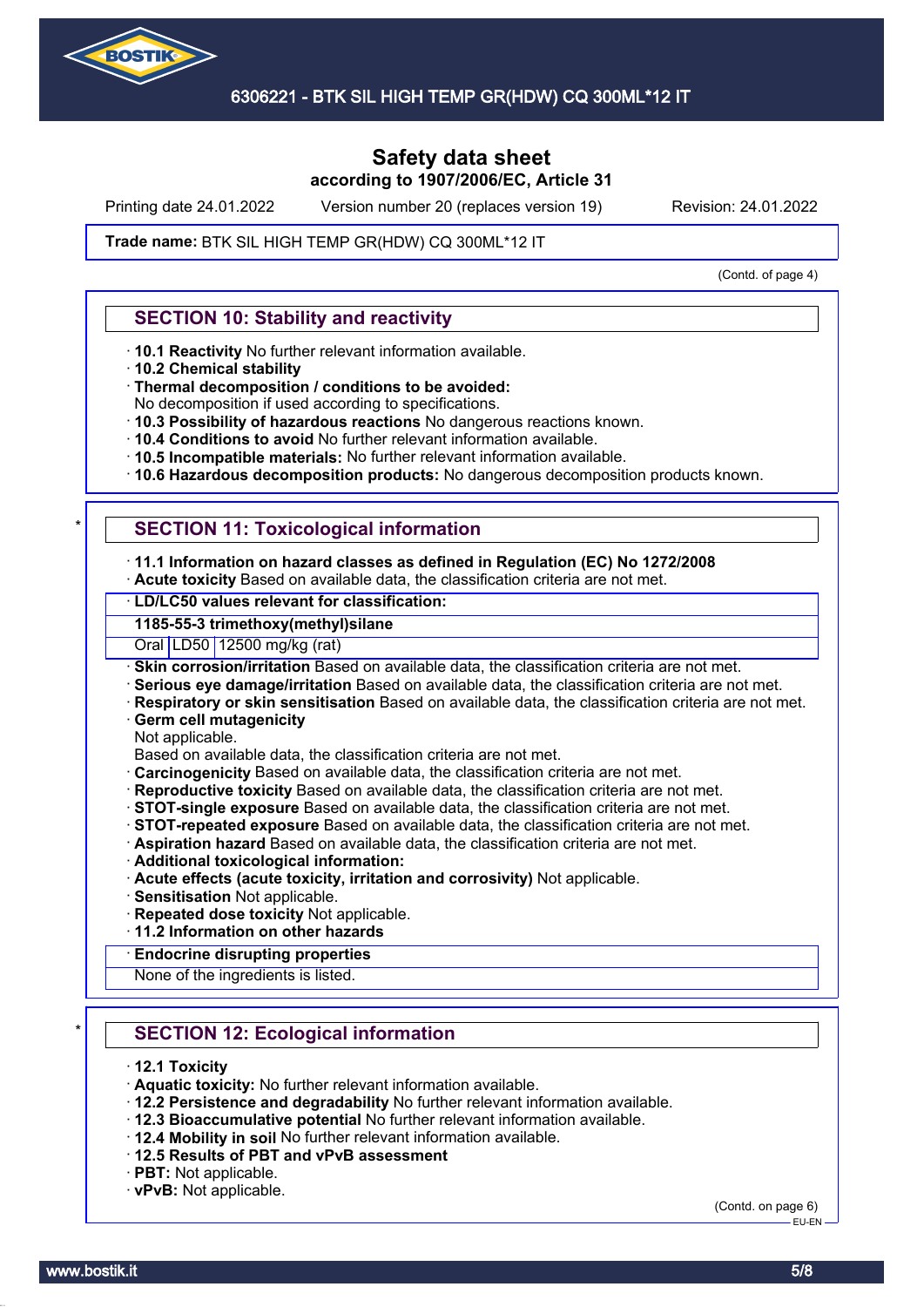# Safety data sheet
## according to 1907/2006/EC, Article 31

Printing date 24.01.2022 Version number 20 (replaces version 19) Revision: 24.01.2022

**Trade name:** BTK SIL HIGH TEMP GR(HDW) CQ 300ML*12 IT

(Contd. of page 4)

## SECTION 10: Stability and reactivity

· **10.1 Reactivity** No further relevant information available.
· **10.2 Chemical stability**
· **Thermal decomposition / conditions to be avoided:**
No decomposition if used according to specifications.
· **10.3 Possibility of hazardous reactions** No dangerous reactions known.
· **10.4 Conditions to avoid** No further relevant information available.
· **10.5 Incompatible materials:** No further relevant information available.
· **10.6 Hazardous decomposition products:** No dangerous decomposition products known.

\*

## SECTION 11: Toxicological information

· **11.1 Information on hazard classes as defined in Regulation (EC) No 1272/2008**
· **Acute toxicity** Based on available data, the classification criteria are not met.

| · **LD/LC50 values relevant for classification:** | | |
|---|---|---|
| **1185-55-3 trimethoxy(methyl)silane** | | |
| Oral | LD50 | 12500 mg/kg (rat) |

· **Skin corrosion/irritation** Based on available data, the classification criteria are not met.
· **Serious eye damage/irritation** Based on available data, the classification criteria are not met.
· **Respiratory or skin sensitisation** Based on available data, the classification criteria are not met.
· **Germ cell mutagenicity**
Not applicable.
Based on available data, the classification criteria are not met.
· **Carcinogenicity** Based on available data, the classification criteria are not met.
· **Reproductive toxicity** Based on available data, the classification criteria are not met.
· **STOT-single exposure** Based on available data, the classification criteria are not met.
· **STOT-repeated exposure** Based on available data, the classification criteria are not met.
· **Aspiration hazard** Based on available data, the classification criteria are not met.
· **Additional toxicological information:**
· **Acute effects (acute toxicity, irritation and corrosivity)** Not applicable.
· **Sensitisation** Not applicable.
· **Repeated dose toxicity** Not applicable.
· **11.2 Information on other hazards**

· **Endocrine disrupting properties**
None of the ingredients is listed.

\*

## SECTION 12: Ecological information

· **12.1 Toxicity**
· **Aquatic toxicity:** No further relevant information available.
· **12.2 Persistence and degradability** No further relevant information available.
· **12.3 Bioaccumulative potential** No further relevant information available.
· **12.4 Mobility in soil** No further relevant information available.
· **12.5 Results of PBT and vPvB assessment**
· **PBT:** Not applicable.
· **vPvB:** Not applicable.

(Contd. on page 6)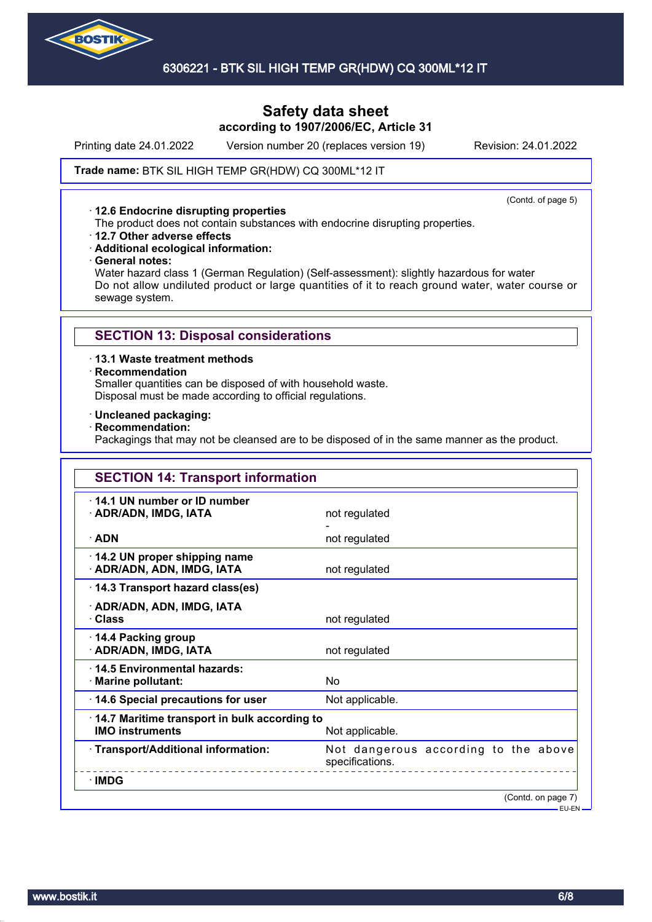Safety data sheet
according to 1907/2006/EC, Article 31

Printing date 24.01.2022 Version number 20 (replaces version 19) Revision: 24.01.2022

**Trade name:** BTK SIL HIGH TEMP GR(HDW) CQ 300ML*12 IT

(Contd. of page 5)

· **12.6 Endocrine disrupting properties**
The product does not contain substances with endocrine disrupting properties.
· **12.7 Other adverse effects**
· **Additional ecological information:**
· **General notes:**
Water hazard class 1 (German Regulation) (Self-assessment): slightly hazardous for water
Do not allow undiluted product or large quantities of it to reach ground water, water course or sewage system.

## SECTION 13: Disposal considerations

· **13.1 Waste treatment methods**
· **Recommendation**
Smaller quantities can be disposed of with household waste.
Disposal must be made according to official regulations.

· **Uncleaned packaging:**
· **Recommendation:**
Packagings that may not be cleansed are to be disposed of in the same manner as the product.

## SECTION 14: Transport information

| | |
|---|---|
| · **14.1 UN number or ID number** | |
| · **ADR/ADN, IMDG, IATA** | not regulated<br>- |
| · **ADN** | not regulated |
| · **14.2 UN proper shipping name** | |
| · **ADR/ADN, ADN, IMDG, IATA** | not regulated |
| · **14.3 Transport hazard class(es)** | |
| · **ADR/ADN, ADN, IMDG, IATA** | |
| · **Class** | not regulated |
| · **14.4 Packing group** | |
| · **ADR/ADN, IMDG, IATA** | not regulated |
| · **14.5 Environmental hazards:** | |
| · **Marine pollutant:** | No |
| · **14.6 Special precautions for user** | Not applicable. |
| · **14.7 Maritime transport in bulk according to IMO instruments** | Not applicable. |
| · **Transport/Additional information:** | Not dangerous according to the above specifications. |
| · **IMDG** | |

(Contd. on page 7)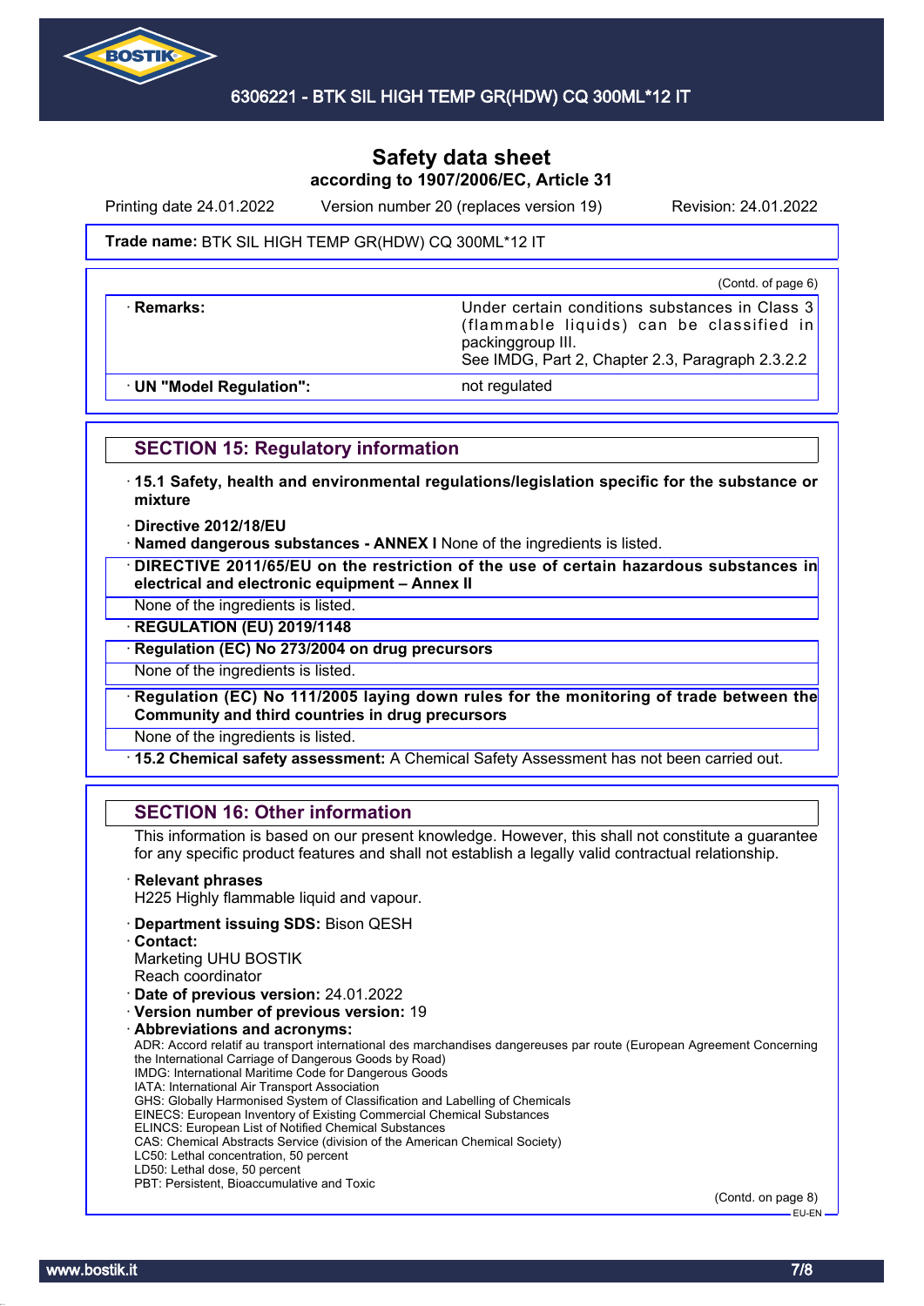**Safety data sheet**
**according to 1907/2006/EC, Article 31**

Printing date 24.01.2022 Version number 20 (replaces version 19) Revision: 24.01.2022

**Trade name:** BTK SIL HIGH TEMP GR(HDW) CQ 300ML*12 IT

(Contd. of page 6)

| | |
|---|---|
| · **Remarks:** | Under certain conditions substances in Class 3 (flammable liquids) can be classified in packinggroup III. See IMDG, Part 2, Chapter 2.3, Paragraph 2.3.2.2 |
| · **UN "Model Regulation":** | not regulated |

## SECTION 15: Regulatory information

· **15.1 Safety, health and environmental regulations/legislation specific for the substance or mixture**

· **Directive 2012/18/EU**

· **Named dangerous substances - ANNEX I** None of the ingredients is listed.

· **DIRECTIVE 2011/65/EU on the restriction of the use of certain hazardous substances in electrical and electronic equipment – Annex II**

None of the ingredients is listed.

· **REGULATION (EU) 2019/1148**

· **Regulation (EC) No 273/2004 on drug precursors**

None of the ingredients is listed.

· **Regulation (EC) No 111/2005 laying down rules for the monitoring of trade between the Community and third countries in drug precursors**

None of the ingredients is listed.

· **15.2 Chemical safety assessment:** A Chemical Safety Assessment has not been carried out.

## SECTION 16: Other information

This information is based on our present knowledge. However, this shall not constitute a guarantee for any specific product features and shall not establish a legally valid contractual relationship.

· **Relevant phrases**
H225 Highly flammable liquid and vapour.

· **Department issuing SDS:** Bison QESH

· **Contact:**
Marketing UHU BOSTIK
Reach coordinator

· **Date of previous version:** 24.01.2022

· **Version number of previous version:** 19

· **Abbreviations and acronyms:**
ADR: Accord relatif au transport international des marchandises dangereuses par route (European Agreement Concerning the International Carriage of Dangerous Goods by Road)
IMDG: International Maritime Code for Dangerous Goods
IATA: International Air Transport Association
GHS: Globally Harmonised System of Classification and Labelling of Chemicals
EINECS: European Inventory of Existing Commercial Chemical Substances
ELINCS: European List of Notified Chemical Substances
CAS: Chemical Abstracts Service (division of the American Chemical Society)
LC50: Lethal concentration, 50 percent
LD50: Lethal dose, 50 percent
PBT: Persistent, Bioaccumulative and Toxic

(Contd. on page 8)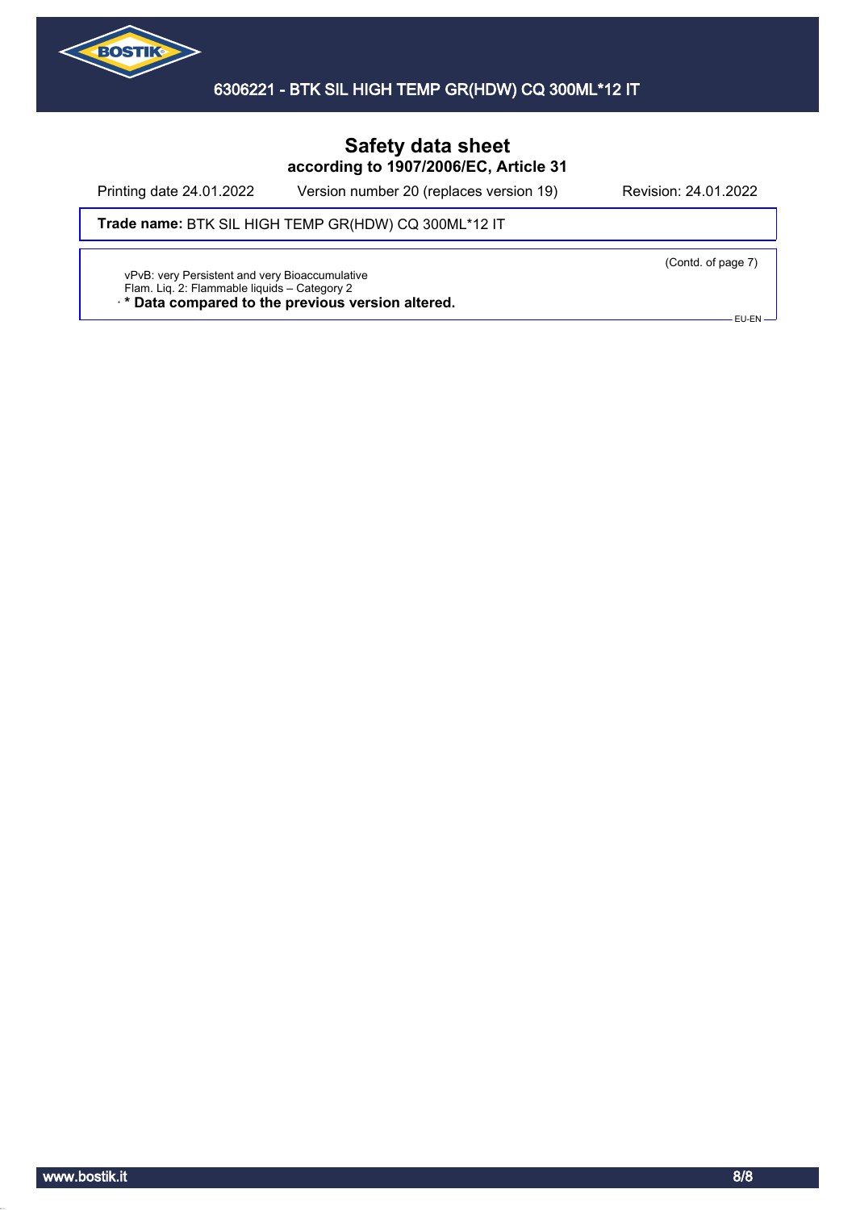vPvB: very Persistent and very Bioaccumulative
Flam. Liq. 2: Flammable liquids – Category 2

· **\* Data compared to the previous version altered.**